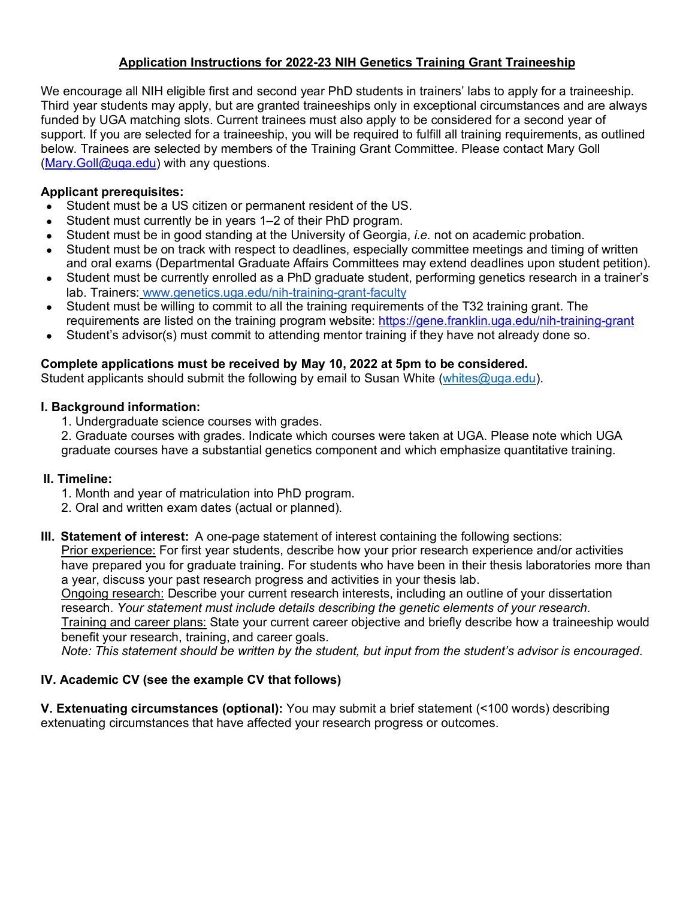# Application Instructions for 2022-23 NIH Genetics Training Grant Traineeship

We encourage all NIH eligible first and second year PhD students in trainers' labs to apply for a traineeship. Third year students may apply, but are granted traineeships only in exceptional circumstances and are always funded by UGA matching slots. Current trainees must also apply to be considered for a second year of support. If you are selected for a traineeship, you will be required to fulfill all training requirements, as outlined below. Trainees are selected by members of the Training Grant Committee. Please contact Mary Goll (Mary.Goll@uga.edu) with any questions.

**Applicant prerequisites:**

- Student must be a US citizen or permanent resident of the US.
- Student must currently be in years 1–2 of their PhD program.
- Student must be in good standing at the University of Georgia, *i.e.* not on academic probation.
- Student must be on track with respect to deadlines, especially committee meetings and timing of written and oral exams (Departmental Graduate Affairs Committees may extend deadlines upon student petition).
- Student must be currently enrolled as a PhD graduate student, performing genetics research in a trainer's lab. Trainers: www.genetics.uga.edu/nih-training-grant-faculty
- Student must be willing to commit to all the training requirements of the T32 training grant. The requirements are listed on the training program website: https://gene.franklin.uga.edu/nih-training-grant
- Student's advisor(s) must commit to attending mentor training if they have not already done so.

**Complete applications must be received by May 10, 2022 at 5pm to be considered.**
Student applicants should submit the following by email to Susan White (whites@uga.edu).

**I. Background information:**

1. Undergraduate science courses with grades.
2. Graduate courses with grades. Indicate which courses were taken at UGA. Please note which UGA graduate courses have a substantial genetics component and which emphasize quantitative training.

**II. Timeline:**

1. Month and year of matriculation into PhD program.
2. Oral and written exam dates (actual or planned).

**III. Statement of interest:** A one-page statement of interest containing the following sections:

Prior experience: For first year students, describe how your prior research experience and/or activities have prepared you for graduate training. For students who have been in their thesis laboratories more than a year, discuss your past research progress and activities in your thesis lab.

Ongoing research: Describe your current research interests, including an outline of your dissertation research. *Your statement must include details describing the genetic elements of your research.*

Training and career plans: State your current career objective and briefly describe how a traineeship would benefit your research, training, and career goals.

*Note: This statement should be written by the student, but input from the student's advisor is encouraged.*

**IV. Academic CV (see the example CV that follows)**

**V. Extenuating circumstances (optional):** You may submit a brief statement (<100 words) describing extenuating circumstances that have affected your research progress or outcomes.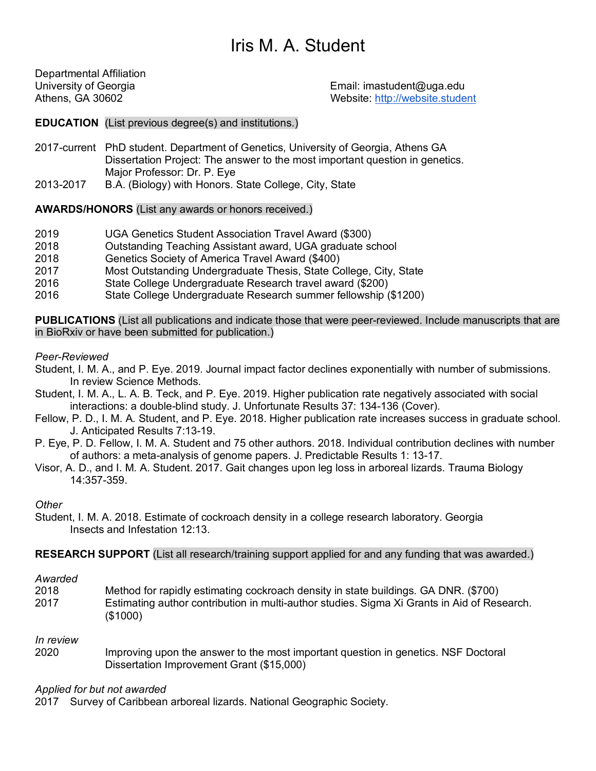# Iris M. A. Student

Departmental Affiliation
University of Georgia
Athens, GA 30602

Email: imastudent@uga.edu
Website: http://website.student

**EDUCATION** (List previous degree(s) and institutions.)

2017-current PhD student. Department of Genetics, University of Georgia, Athens GA
Dissertation Project: The answer to the most important question in genetics.
Major Professor: Dr. P. Eye

2013-2017 B.A. (Biology) with Honors. State College, City, State

**AWARDS/HONORS** (List any awards or honors received.)

2019 UGA Genetics Student Association Travel Award ($300)
2018 Outstanding Teaching Assistant award, UGA graduate school
2018 Genetics Society of America Travel Award ($400)
2017 Most Outstanding Undergraduate Thesis, State College, City, State
2016 State College Undergraduate Research travel award ($200)
2016 State College Undergraduate Research summer fellowship ($1200)

**PUBLICATIONS** (List all publications and indicate those that were peer-reviewed. Include manuscripts that are in BioRxiv or have been submitted for publication.)

*Peer-Reviewed*

Student, I. M. A., and P. Eye. 2019. Journal impact factor declines exponentially with number of submissions. In review Science Methods.

Student, I. M. A., L. A. B. Teck, and P. Eye. 2019. Higher publication rate negatively associated with social interactions: a double-blind study. J. Unfortunate Results 37: 134-136 (Cover).

Fellow, P. D., I. M. A. Student, and P. Eye. 2018. Higher publication rate increases success in graduate school. J. Anticipated Results 7:13-19.

P. Eye, P. D. Fellow, I. M. A. Student and 75 other authors. 2018. Individual contribution declines with number of authors: a meta-analysis of genome papers. J. Predictable Results 1: 13-17.

Visor, A. D., and I. M. A. Student. 2017. Gait changes upon leg loss in arboreal lizards. Trauma Biology 14:357-359.

*Other*

Student, I. M. A. 2018. Estimate of cockroach density in a college research laboratory. Georgia Insects and Infestation 12:13.

**RESEARCH SUPPORT** (List all research/training support applied for and any funding that was awarded.)

*Awarded*

2018 Method for rapidly estimating cockroach density in state buildings. GA DNR. ($700)
2017 Estimating author contribution in multi-author studies. Sigma Xi Grants in Aid of Research. ($1000)

*In review*

2020 Improving upon the answer to the most important question in genetics. NSF Doctoral Dissertation Improvement Grant ($15,000)

*Applied for but not awarded*

2017 Survey of Caribbean arboreal lizards. National Geographic Society.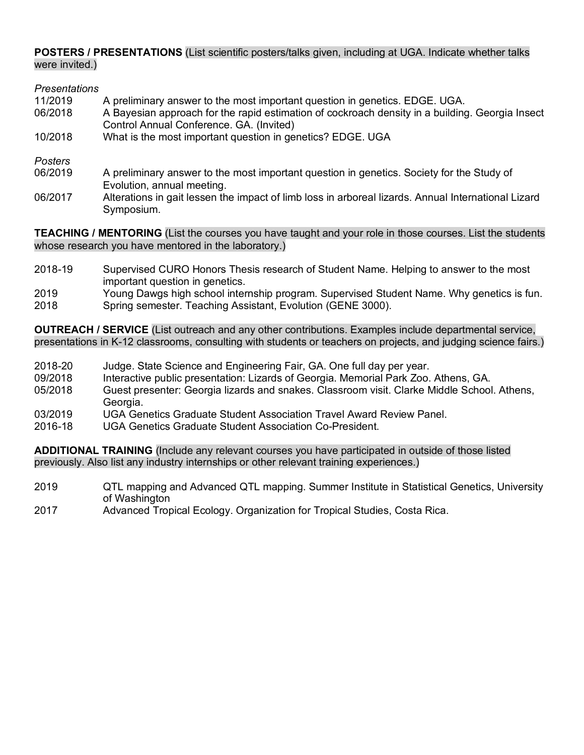**POSTERS / PRESENTATIONS** (List scientific posters/talks given, including at UGA. Indicate whether talks were invited.)

*Presentations*

11/2019 A preliminary answer to the most important question in genetics. EDGE. UGA.
06/2018 A Bayesian approach for the rapid estimation of cockroach density in a building. Georgia Insect Control Annual Conference. GA. (Invited)
10/2018 What is the most important question in genetics? EDGE. UGA

*Posters*

06/2019 A preliminary answer to the most important question in genetics. Society for the Study of Evolution, annual meeting.
06/2017 Alterations in gait lessen the impact of limb loss in arboreal lizards. Annual International Lizard Symposium.

**TEACHING / MENTORING** (List the courses you have taught and your role in those courses. List the students whose research you have mentored in the laboratory.)

2018-19 Supervised CURO Honors Thesis research of Student Name. Helping to answer to the most important question in genetics.
2019 Young Dawgs high school internship program. Supervised Student Name. Why genetics is fun.
2018 Spring semester. Teaching Assistant, Evolution (GENE 3000).

**OUTREACH / SERVICE** (List outreach and any other contributions. Examples include departmental service, presentations in K-12 classrooms, consulting with students or teachers on projects, and judging science fairs.)

2018-20 Judge. State Science and Engineering Fair, GA. One full day per year.
09/2018 Interactive public presentation: Lizards of Georgia. Memorial Park Zoo. Athens, GA.
05/2018 Guest presenter: Georgia lizards and snakes. Classroom visit. Clarke Middle School. Athens, Georgia.
03/2019 UGA Genetics Graduate Student Association Travel Award Review Panel.
2016-18 UGA Genetics Graduate Student Association Co-President.

**ADDITIONAL TRAINING** (Include any relevant courses you have participated in outside of those listed previously. Also list any industry internships or other relevant training experiences.)

2019 QTL mapping and Advanced QTL mapping. Summer Institute in Statistical Genetics, University of Washington
2017 Advanced Tropical Ecology. Organization for Tropical Studies, Costa Rica.